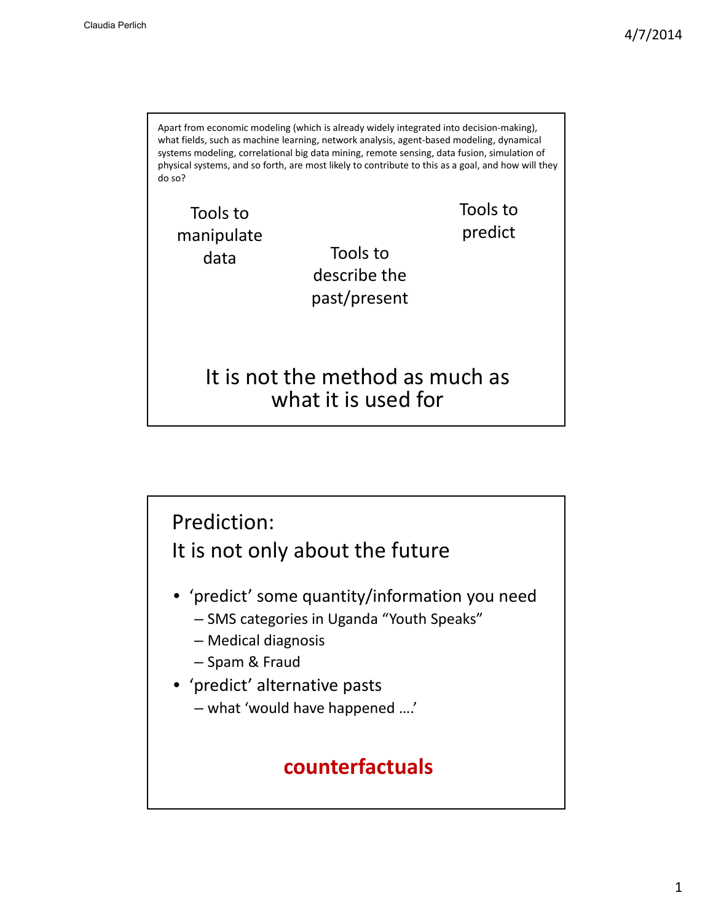Apart from economic modeling (which is already widely integrated into decision-making), what fields, such as machine learning, network analysis, agent-based modeling, dynamical systems modeling, correlational big data mining, remote sensing, data fusion, simulation of physical systems, and so forth, are most likely to contribute to this as a goal, and how will they do so?

Tools to manipulate data

Tools to describe the past/present

Tools to predict

It is not the method as much as what it is used for

---

## Prediction: It is not only about the future

- 'predict' some quantity/information you need
  - SMS categories in Uganda "Youth Speaks"
  - Medical diagnosis
  - Spam & Fraud
- 'predict' alternative pasts
  - what 'would have happened ….'

**counterfactuals**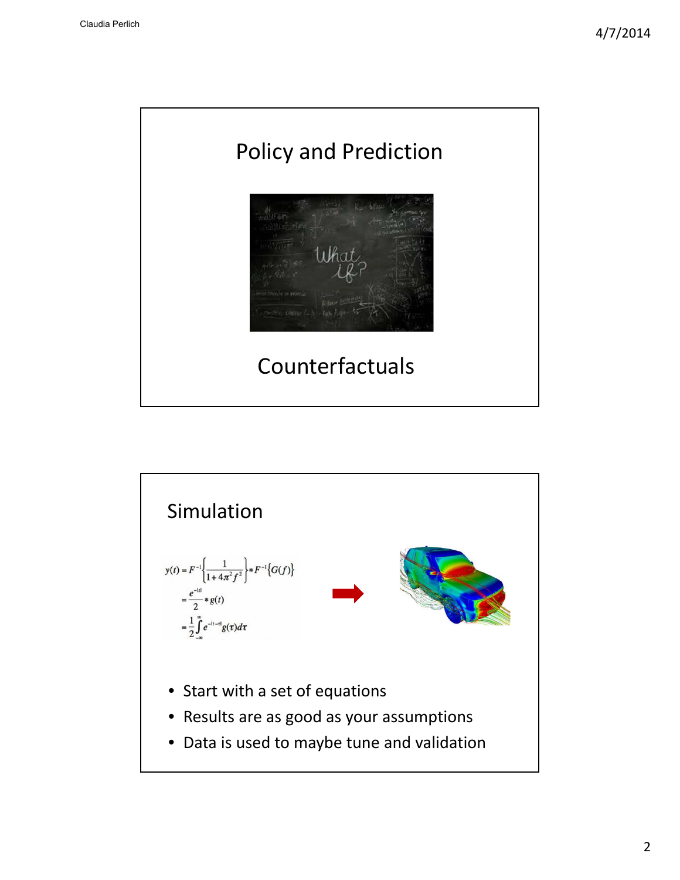## Policy and Prediction

Counterfactuals

## Simulation

$$y(t) = F^{-1}\left\{\frac{1}{1+4\pi^2 f^2}\right\} * F^{-1}\{G(f)\}$$
$$= \frac{e^{-|t|}}{2} * g(t)$$
$$= \frac{1}{2}\int_{-\infty}^{\infty} e^{-|t-\tau|} g(\tau) d\tau$$

- Start with a set of equations
- Results are as good as your assumptions
- Data is used to maybe tune and validation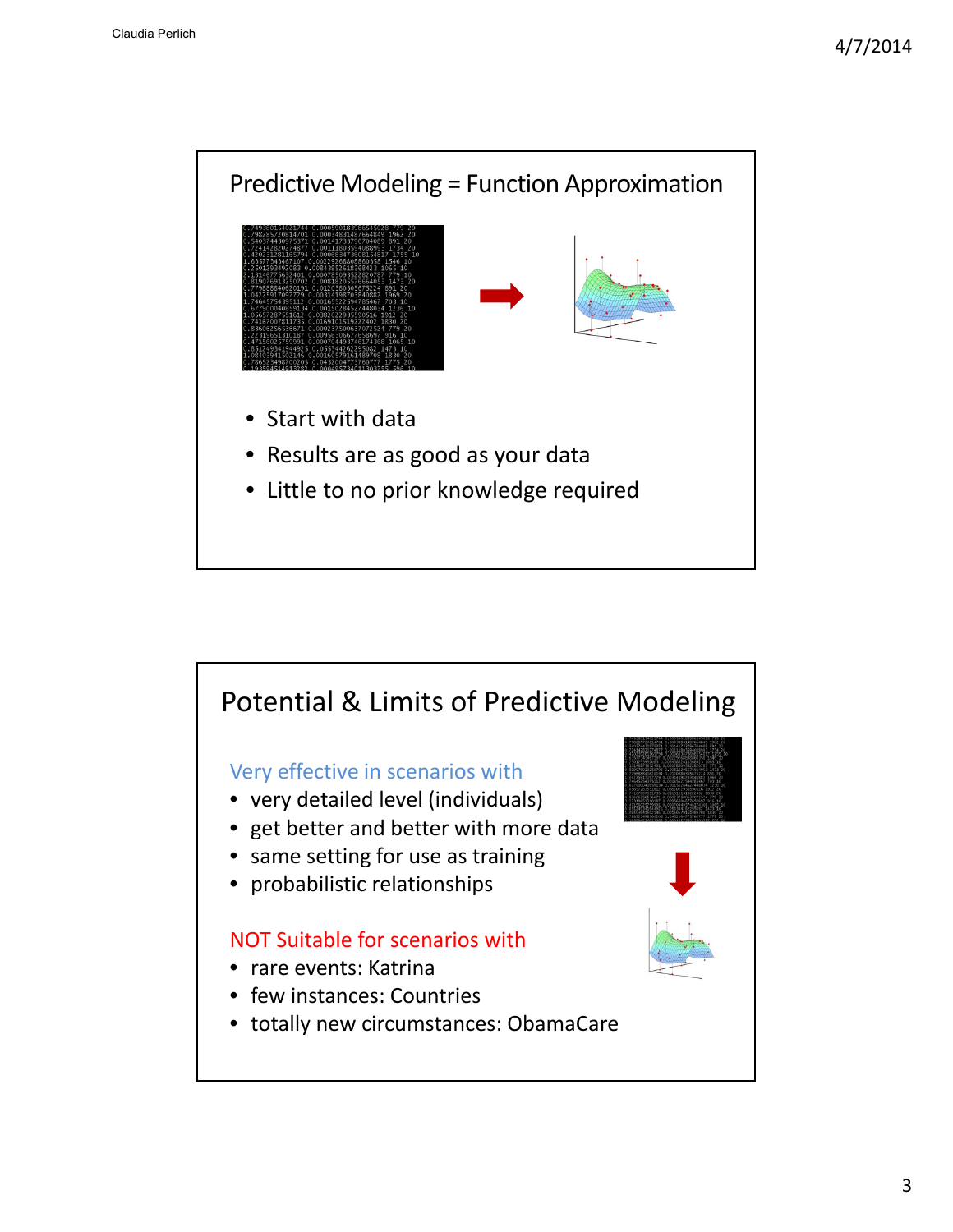## Predictive Modeling = Function Approximation

- Start with data
- Results are as good as your data
- Little to no prior knowledge required

## Potential & Limits of Predictive Modeling

Very effective in scenarios with

- very detailed level (individuals)
- get better and better with more data
- same setting for use as training
- probabilistic relationships

NOT Suitable for scenarios with

- rare events: Katrina
- few instances: Countries
- totally new circumstances: ObamaCare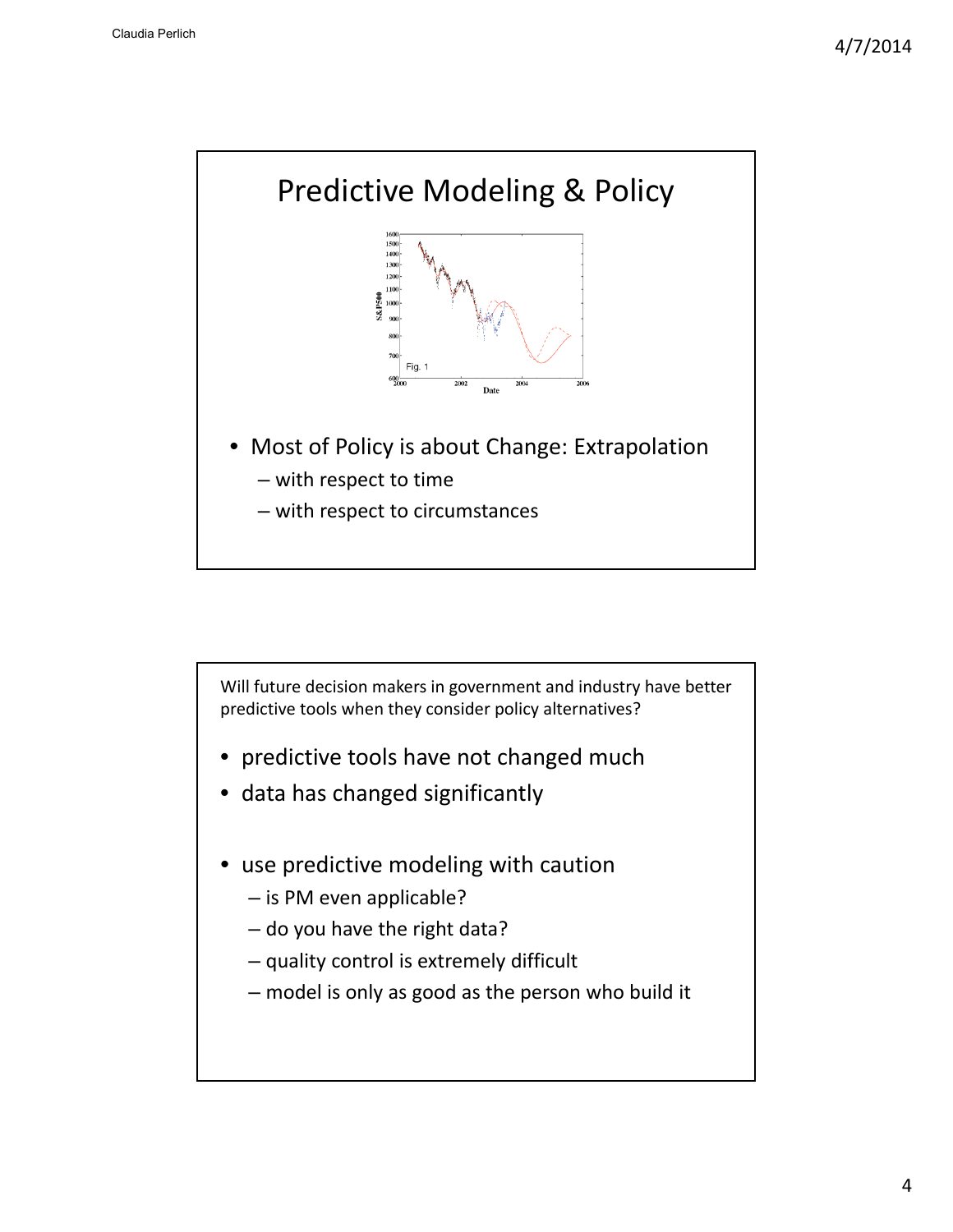# Predictive Modeling & Policy

- Most of Policy is about Change: Extrapolation
  - with respect to time
  - with respect to circumstances

---

Will future decision makers in government and industry have better predictive tools when they consider policy alternatives?

- predictive tools have not changed much
- data has changed significantly

- use predictive modeling with caution
  - is PM even applicable?
  - do you have the right data?
  - quality control is extremely difficult
  - model is only as good as the person who build it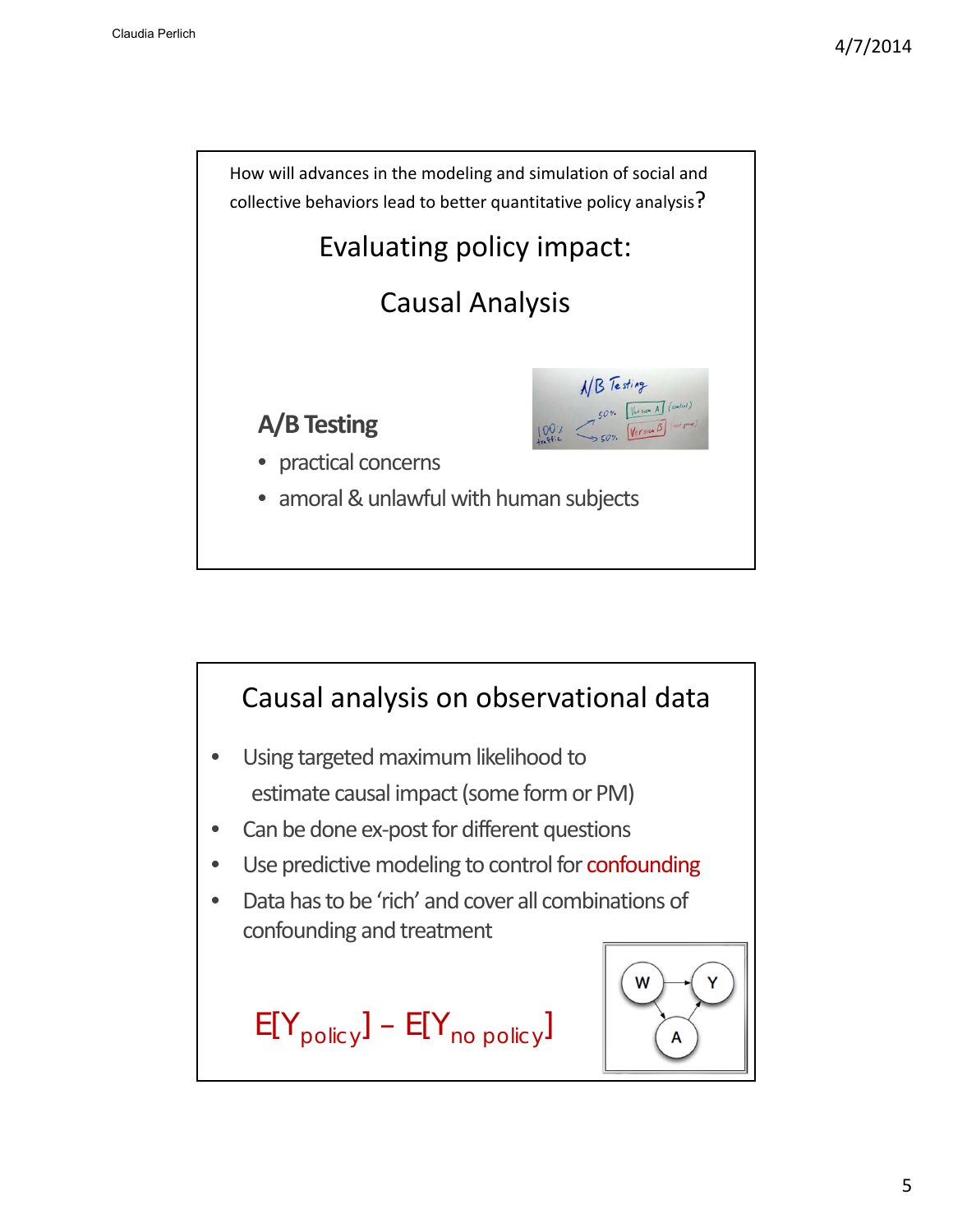How will advances in the modeling and simulation of social and collective behaviors lead to better quantitative policy analysis?

## Evaluating policy impact:

## Causal Analysis

### A/B Testing

- practical concerns
- amoral & unlawful with human subjects

A/B Testing

100% traffic

50%

50%

Version A (control)

Version B (test group)

## Causal analysis on observational data

- Using targeted maximum likelihood to estimate causal impact (some form or PM)
- Can be done ex-post for different questions
- Use predictive modeling to control for confounding
- Data has to be 'rich' and cover all combinations of confounding and treatment

$$E[Y_{policy}] - E[Y_{no\ policy}]$$

W

Y

A